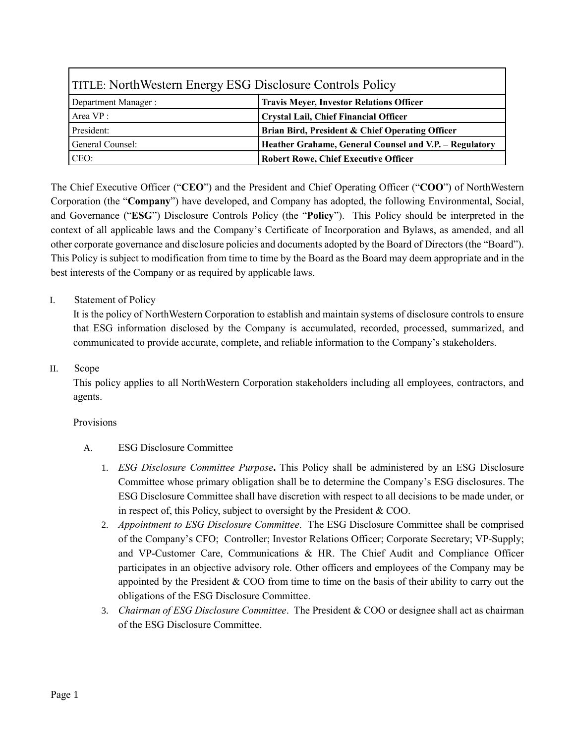| TITLE: NorthWestern Energy ESG Disclosure Controls Policy | |
|---|---|
| Department Manager : | **Travis Meyer, Investor Relations Officer** |
| Area VP : | **Crystal Lail, Chief Financial Officer** |
| President: | **Brian Bird, President & Chief Operating Officer** |
| General Counsel: | **Heather Grahame, General Counsel and V.P. – Regulatory** |
| CEO: | **Robert Rowe, Chief Executive Officer** |

The Chief Executive Officer ("**CEO**") and the President and Chief Operating Officer ("**COO**") of NorthWestern Corporation (the "**Company**") have developed, and Company has adopted, the following Environmental, Social, and Governance ("**ESG**") Disclosure Controls Policy (the "**Policy**"). This Policy should be interpreted in the context of all applicable laws and the Company's Certificate of Incorporation and Bylaws, as amended, and all other corporate governance and disclosure policies and documents adopted by the Board of Directors (the "Board"). This Policy is subject to modification from time to time by the Board as the Board may deem appropriate and in the best interests of the Company or as required by applicable laws.

I. Statement of Policy

It is the policy of NorthWestern Corporation to establish and maintain systems of disclosure controls to ensure that ESG information disclosed by the Company is accumulated, recorded, processed, summarized, and communicated to provide accurate, complete, and reliable information to the Company's stakeholders.

II. Scope

This policy applies to all NorthWestern Corporation stakeholders including all employees, contractors, and agents.

Provisions

A. ESG Disclosure Committee

1. *ESG Disclosure Committee Purpose***.** This Policy shall be administered by an ESG Disclosure Committee whose primary obligation shall be to determine the Company's ESG disclosures. The ESG Disclosure Committee shall have discretion with respect to all decisions to be made under, or in respect of, this Policy, subject to oversight by the President & COO.
2. *Appointment to ESG Disclosure Committee*. The ESG Disclosure Committee shall be comprised of the Company's CFO; Controller; Investor Relations Officer; Corporate Secretary; VP-Supply; and VP-Customer Care, Communications & HR. The Chief Audit and Compliance Officer participates in an objective advisory role. Other officers and employees of the Company may be appointed by the President & COO from time to time on the basis of their ability to carry out the obligations of the ESG Disclosure Committee.
3. *Chairman of ESG Disclosure Committee*. The President & COO or designee shall act as chairman of the ESG Disclosure Committee.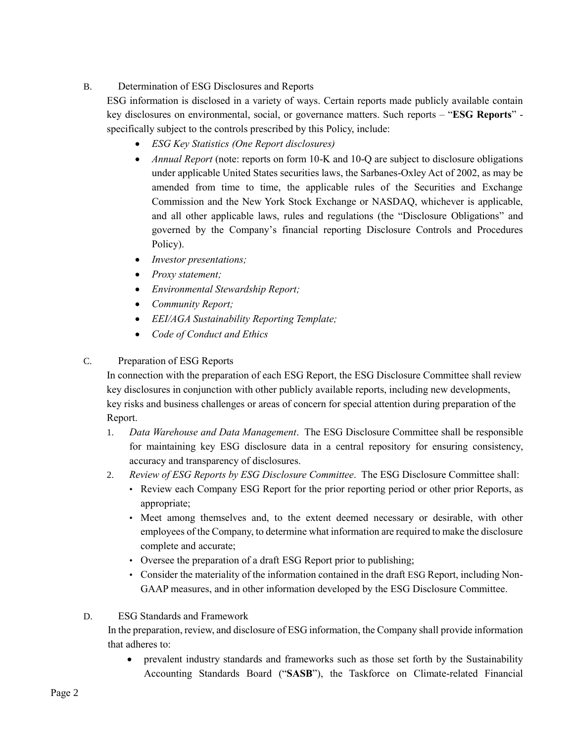B. Determination of ESG Disclosures and Reports

ESG information is disclosed in a variety of ways. Certain reports made publicly available contain key disclosures on environmental, social, or governance matters. Such reports – "**ESG Reports**" - specifically subject to the controls prescribed by this Policy, include:

- *ESG Key Statistics (One Report disclosures)*
- *Annual Report* (note: reports on form 10-K and 10-Q are subject to disclosure obligations under applicable United States securities laws, the Sarbanes-Oxley Act of 2002, as may be amended from time to time, the applicable rules of the Securities and Exchange Commission and the New York Stock Exchange or NASDAQ, whichever is applicable, and all other applicable laws, rules and regulations (the "Disclosure Obligations" and governed by the Company's financial reporting Disclosure Controls and Procedures Policy).
- *Investor presentations;*
- *Proxy statement;*
- *Environmental Stewardship Report;*
- *Community Report;*
- *EEI/AGA Sustainability Reporting Template;*
- *Code of Conduct and Ethics*

C. Preparation of ESG Reports

In connection with the preparation of each ESG Report, the ESG Disclosure Committee shall review key disclosures in conjunction with other publicly available reports, including new developments, key risks and business challenges or areas of concern for special attention during preparation of the Report.

1. *Data Warehouse and Data Management*. The ESG Disclosure Committee shall be responsible for maintaining key ESG disclosure data in a central repository for ensuring consistency, accuracy and transparency of disclosures.
2. *Review of ESG Reports by ESG Disclosure Committee*. The ESG Disclosure Committee shall:
   - Review each Company ESG Report for the prior reporting period or other prior Reports, as appropriate;
   - Meet among themselves and, to the extent deemed necessary or desirable, with other employees of the Company, to determine what information are required to make the disclosure complete and accurate;
   - Oversee the preparation of a draft ESG Report prior to publishing;
   - Consider the materiality of the information contained in the draft ESG Report, including Non-GAAP measures, and in other information developed by the ESG Disclosure Committee.

D. ESG Standards and Framework

In the preparation, review, and disclosure of ESG information, the Company shall provide information that adheres to:

- prevalent industry standards and frameworks such as those set forth by the Sustainability Accounting Standards Board ("**SASB**"), the Taskforce on Climate-related Financial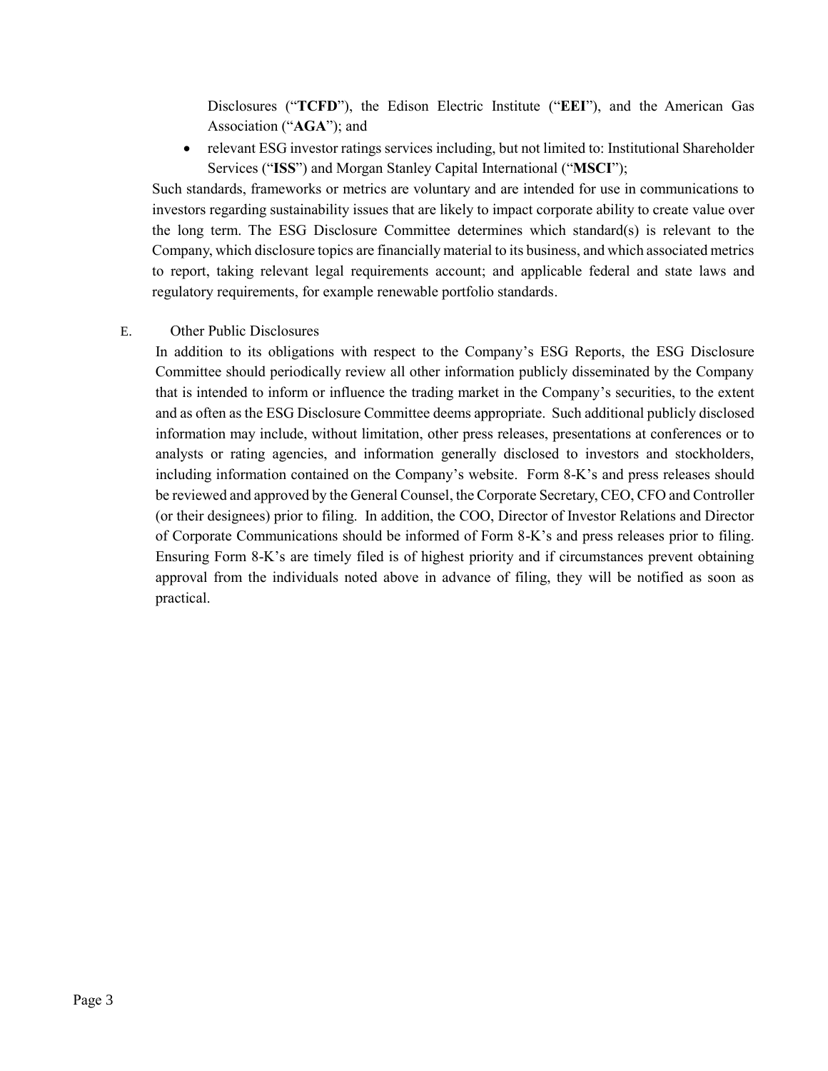Disclosures ("**TCFD**"), the Edison Electric Institute ("**EEI**"), and the American Gas Association ("**AGA**"); and

- relevant ESG investor ratings services including, but not limited to: Institutional Shareholder Services ("**ISS**") and Morgan Stanley Capital International ("**MSCI**");

Such standards, frameworks or metrics are voluntary and are intended for use in communications to investors regarding sustainability issues that are likely to impact corporate ability to create value over the long term. The ESG Disclosure Committee determines which standard(s) is relevant to the Company, which disclosure topics are financially material to its business, and which associated metrics to report, taking relevant legal requirements account; and applicable federal and state laws and regulatory requirements, for example renewable portfolio standards.

E. Other Public Disclosures

In addition to its obligations with respect to the Company's ESG Reports, the ESG Disclosure Committee should periodically review all other information publicly disseminated by the Company that is intended to inform or influence the trading market in the Company's securities, to the extent and as often as the ESG Disclosure Committee deems appropriate. Such additional publicly disclosed information may include, without limitation, other press releases, presentations at conferences or to analysts or rating agencies, and information generally disclosed to investors and stockholders, including information contained on the Company's website. Form 8-K's and press releases should be reviewed and approved by the General Counsel, the Corporate Secretary, CEO, CFO and Controller (or their designees) prior to filing. In addition, the COO, Director of Investor Relations and Director of Corporate Communications should be informed of Form 8-K's and press releases prior to filing. Ensuring Form 8-K's are timely filed is of highest priority and if circumstances prevent obtaining approval from the individuals noted above in advance of filing, they will be notified as soon as practical.